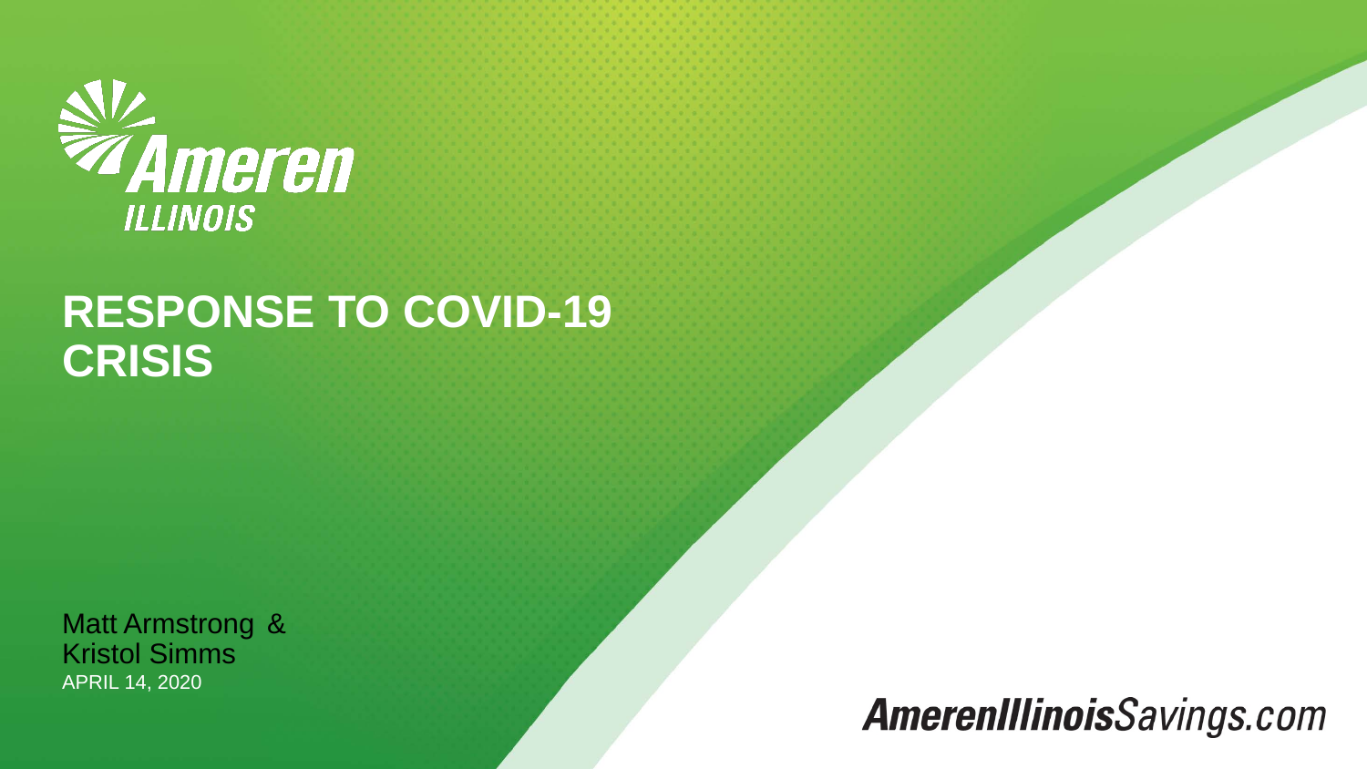Ameren ILLINOIS

# RESPONSE TO COVID-19 CRISIS

Matt Armstrong & Kristol Simms
APRIL 14, 2020

AmerenIllinoisSavings.com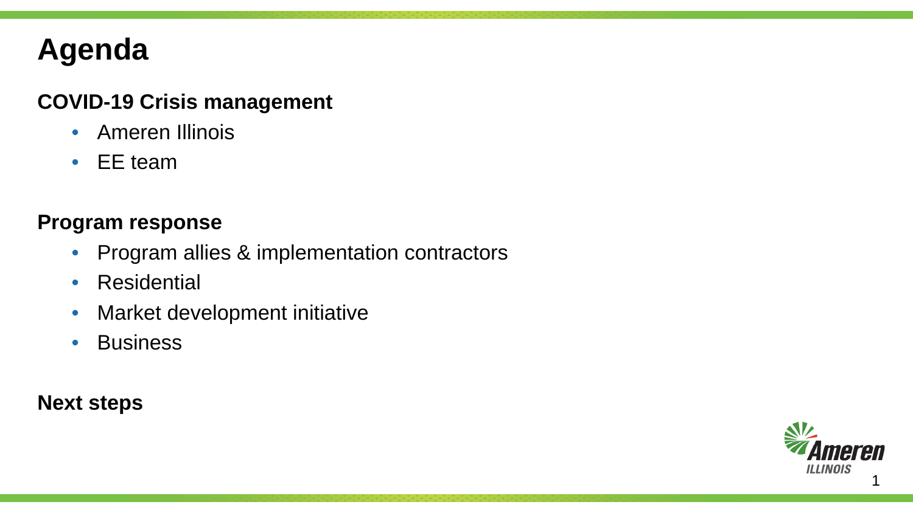# Agenda

**COVID-19 Crisis management**

- Ameren Illinois
- EE team

**Program response**

- Program allies & implementation contractors
- Residential
- Market development initiative
- Business

**Next steps**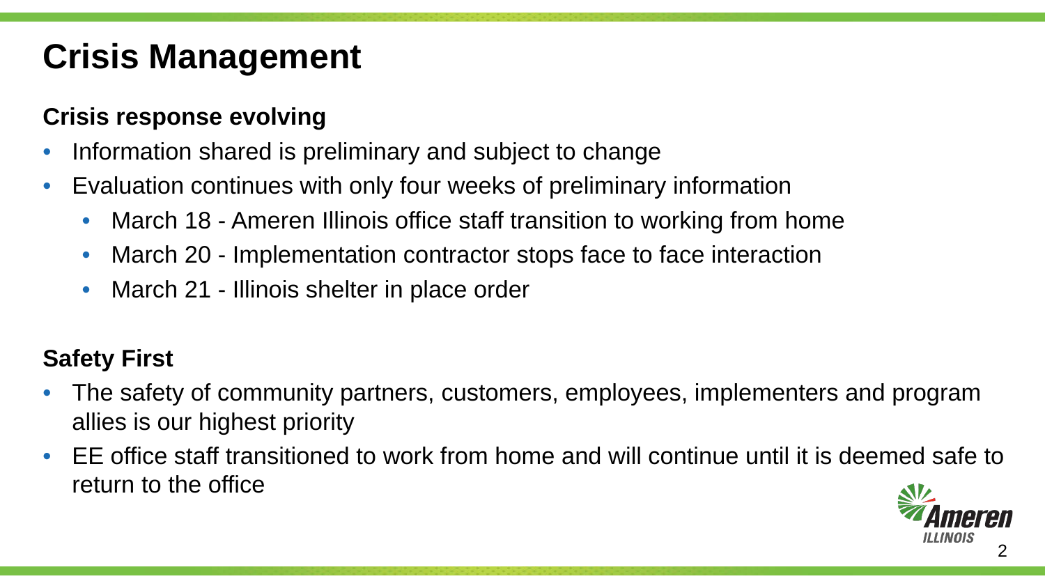# Crisis Management

## Crisis response evolving

- Information shared is preliminary and subject to change
- Evaluation continues with only four weeks of preliminary information
  - March 18 - Ameren Illinois office staff transition to working from home
  - March 20 - Implementation contractor stops face to face interaction
  - March 21 - Illinois shelter in place order

## Safety First

- The safety of community partners, customers, employees, implementers and program allies is our highest priority
- EE office staff transitioned to work from home and will continue until it is deemed safe to return to the office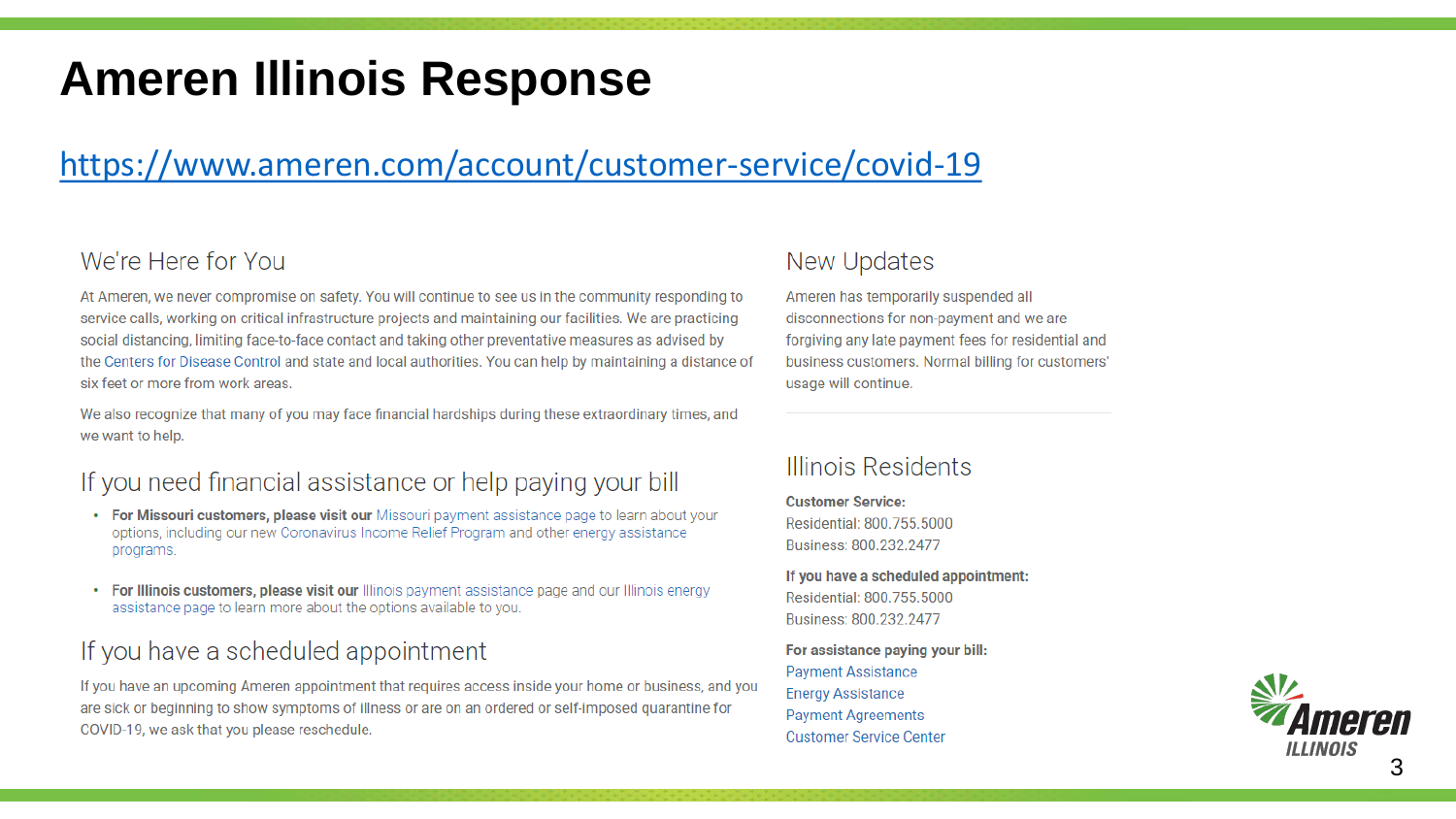# Ameren Illinois Response

https://www.ameren.com/account/customer-service/covid-19

## We're Here for You

At Ameren, we never compromise on safety. You will continue to see us in the community responding to service calls, working on critical infrastructure projects and maintaining our facilities. We are practicing social distancing, limiting face-to-face contact and taking other preventative measures as advised by the Centers for Disease Control and state and local authorities. You can help by maintaining a distance of six feet or more from work areas.

We also recognize that many of you may face financial hardships during these extraordinary times, and we want to help.

## If you need financial assistance or help paying your bill

- **For Missouri customers, please visit our** Missouri payment assistance page to learn about your options, including our new Coronavirus Income Relief Program and other energy assistance programs.
- **For Illinois customers, please visit our** Illinois payment assistance page and our Illinois energy assistance page to learn more about the options available to you.

## If you have a scheduled appointment

If you have an upcoming Ameren appointment that requires access inside your home or business, and you are sick or beginning to show symptoms of illness or are on an ordered or self-imposed quarantine for COVID-19, we ask that you please reschedule.

## New Updates

Ameren has temporarily suspended all disconnections for non-payment and we are forgiving any late payment fees for residential and business customers. Normal billing for customers' usage will continue.

## Illinois Residents

**Customer Service:**
Residential: 800.755.5000
Business: 800.232.2477

**If you have a scheduled appointment:**
Residential: 800.755.5000
Business: 800.232.2477

**For assistance paying your bill:**
Payment Assistance
Energy Assistance
Payment Agreements
Customer Service Center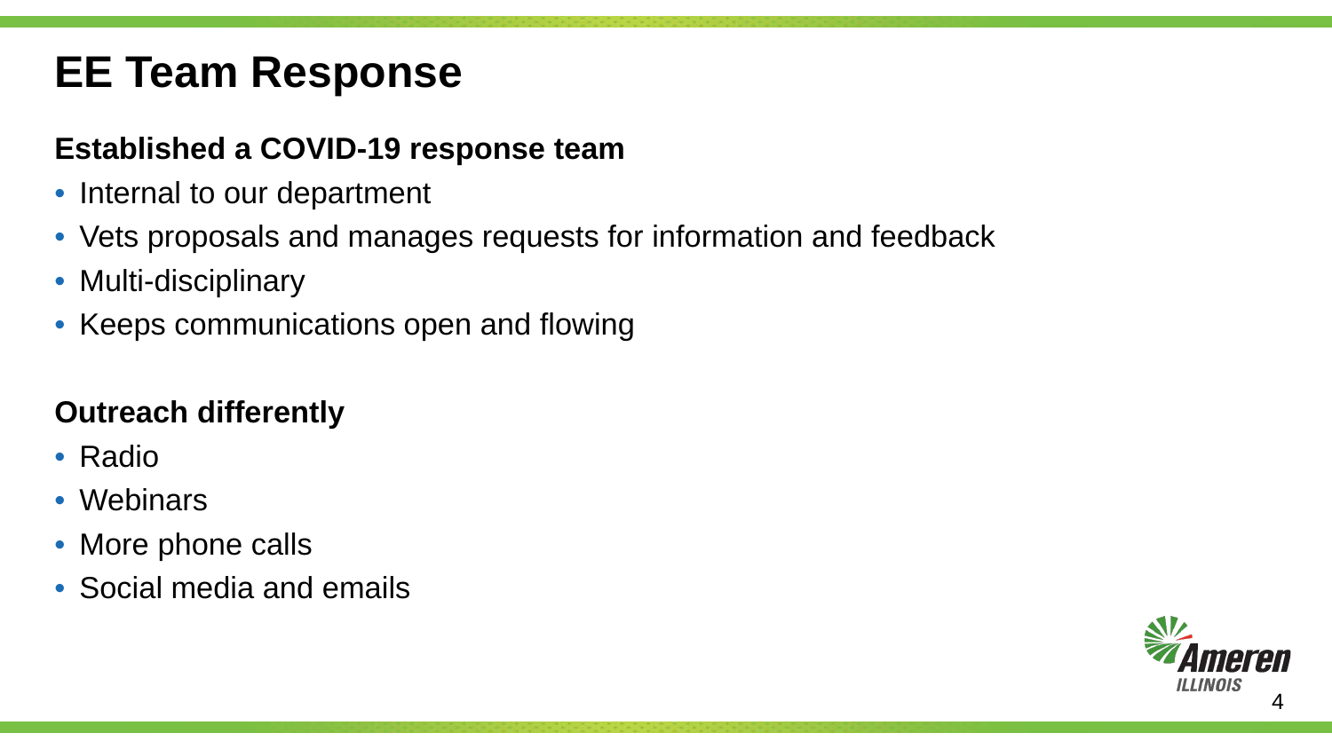# EE Team Response

## Established a COVID-19 response team

- Internal to our department
- Vets proposals and manages requests for information and feedback
- Multi-disciplinary
- Keeps communications open and flowing

## Outreach differently

- Radio
- Webinars
- More phone calls
- Social media and emails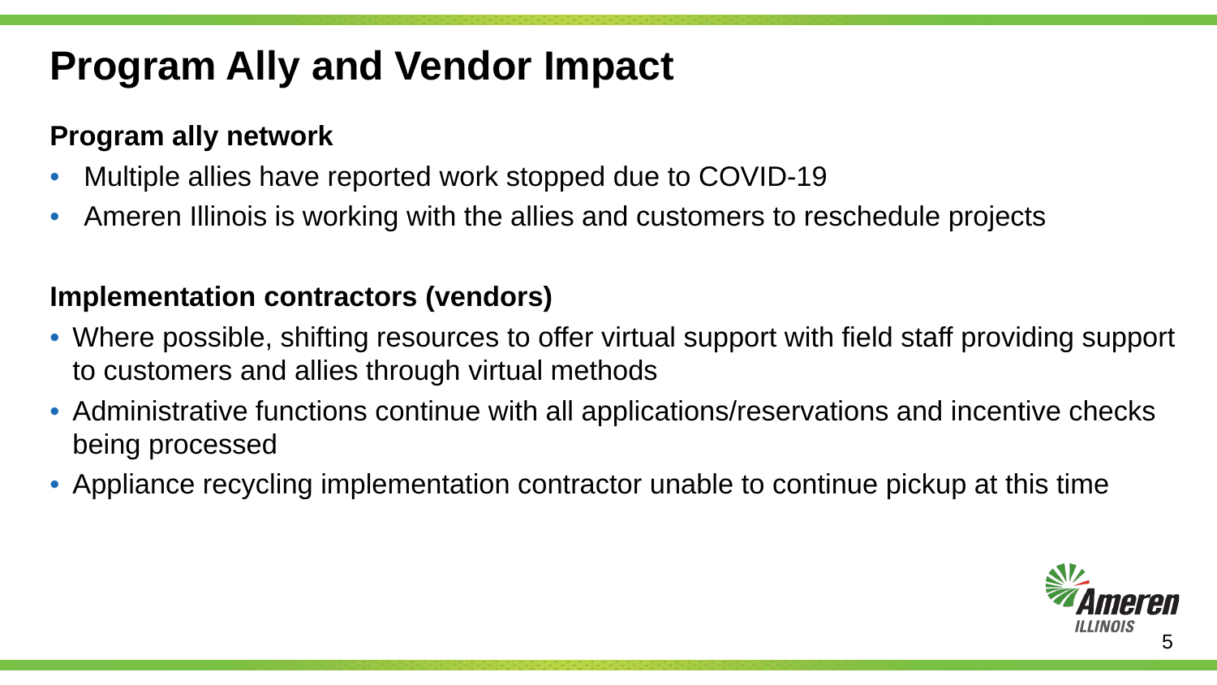# Program Ally and Vendor Impact

**Program ally network**

- Multiple allies have reported work stopped due to COVID-19
- Ameren Illinois is working with the allies and customers to reschedule projects

**Implementation contractors (vendors)**

- Where possible, shifting resources to offer virtual support with field staff providing support to customers and allies through virtual methods
- Administrative functions continue with all applications/reservations and incentive checks being processed
- Appliance recycling implementation contractor unable to continue pickup at this time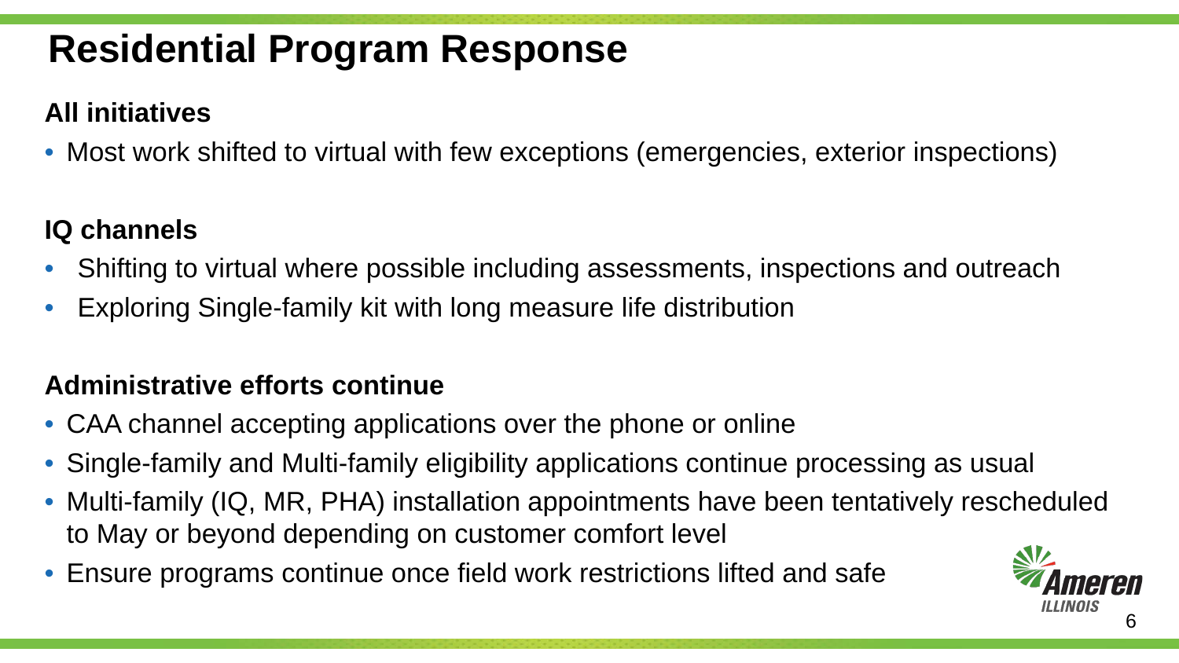# Residential Program Response

## All initiatives

- Most work shifted to virtual with few exceptions (emergencies, exterior inspections)

## IQ channels

- Shifting to virtual where possible including assessments, inspections and outreach
- Exploring Single-family kit with long measure life distribution

## Administrative efforts continue

- CAA channel accepting applications over the phone or online
- Single-family and Multi-family eligibility applications continue processing as usual
- Multi-family (IQ, MR, PHA) installation appointments have been tentatively rescheduled to May or beyond depending on customer comfort level
- Ensure programs continue once field work restrictions lifted and safe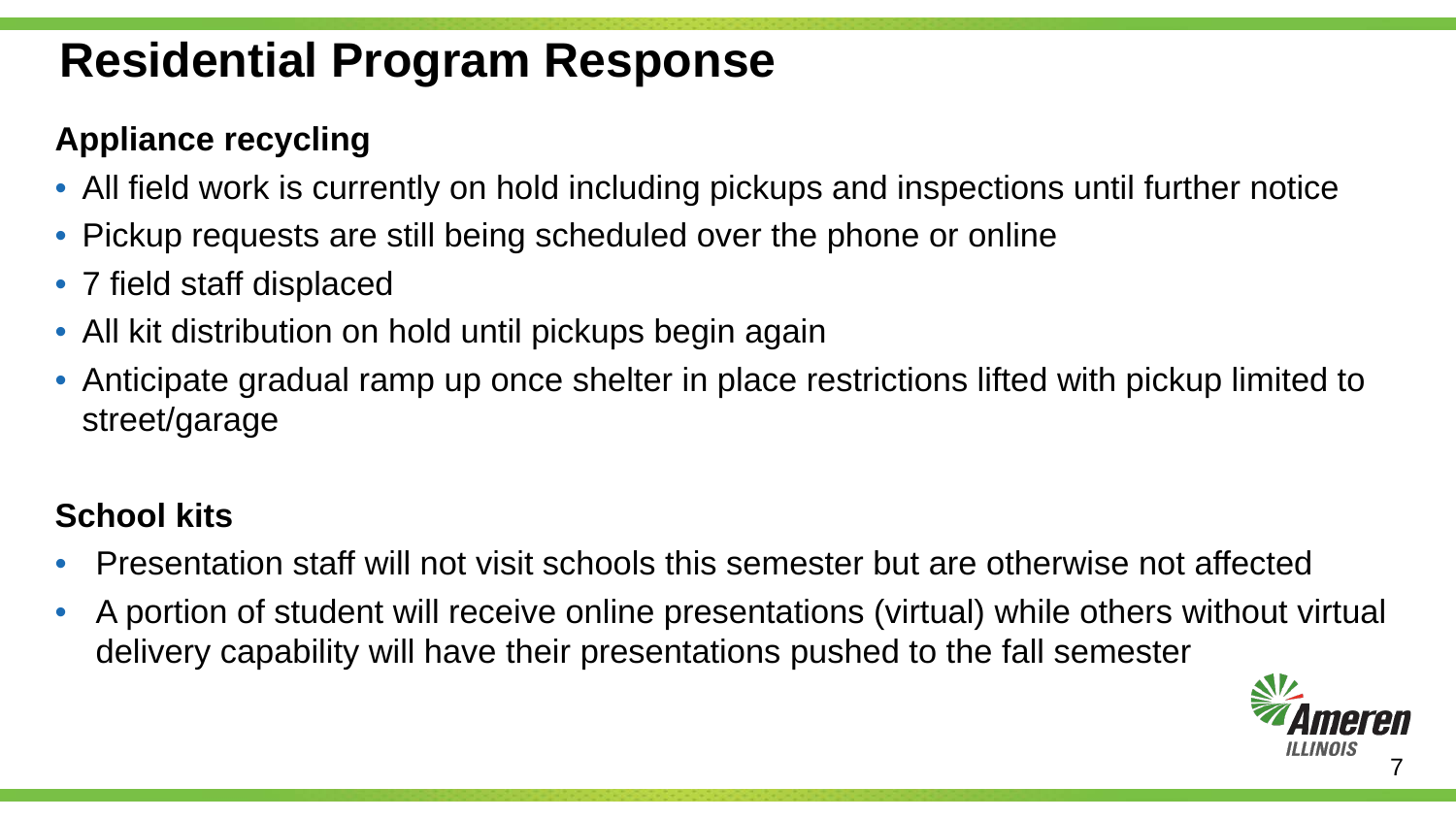# Residential Program Response

## Appliance recycling

- All field work is currently on hold including pickups and inspections until further notice
- Pickup requests are still being scheduled over the phone or online
- 7 field staff displaced
- All kit distribution on hold until pickups begin again
- Anticipate gradual ramp up once shelter in place restrictions lifted with pickup limited to street/garage

## School kits

- Presentation staff will not visit schools this semester but are otherwise not affected
- A portion of student will receive online presentations (virtual) while others without virtual delivery capability will have their presentations pushed to the fall semester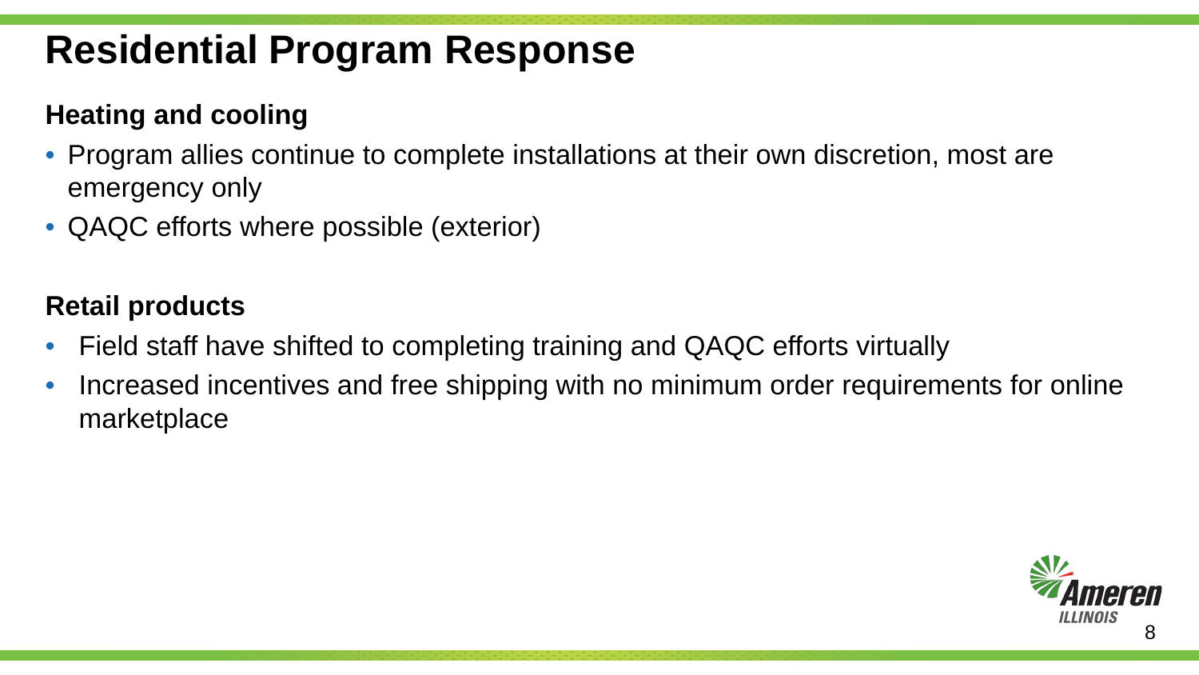# Residential Program Response

### Heating and cooling

- Program allies continue to complete installations at their own discretion, most are emergency only
- QAQC efforts where possible (exterior)

### Retail products

- Field staff have shifted to completing training and QAQC efforts virtually
- Increased incentives and free shipping with no minimum order requirements for online marketplace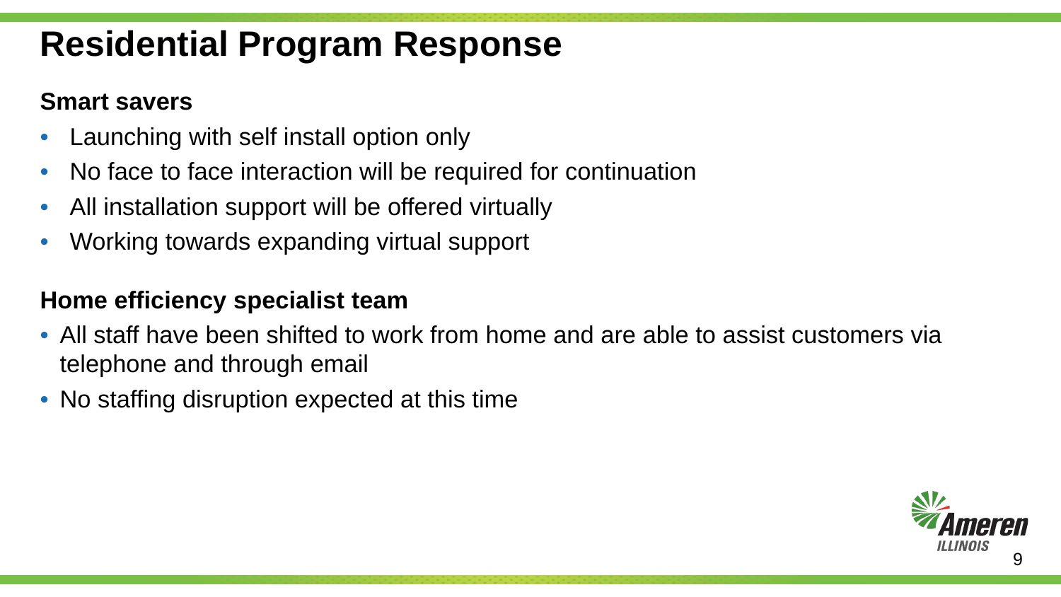# Residential Program Response

## Smart savers

- Launching with self install option only
- No face to face interaction will be required for continuation
- All installation support will be offered virtually
- Working towards expanding virtual support

## Home efficiency specialist team

- All staff have been shifted to work from home and are able to assist customers via telephone and through email
- No staffing disruption expected at this time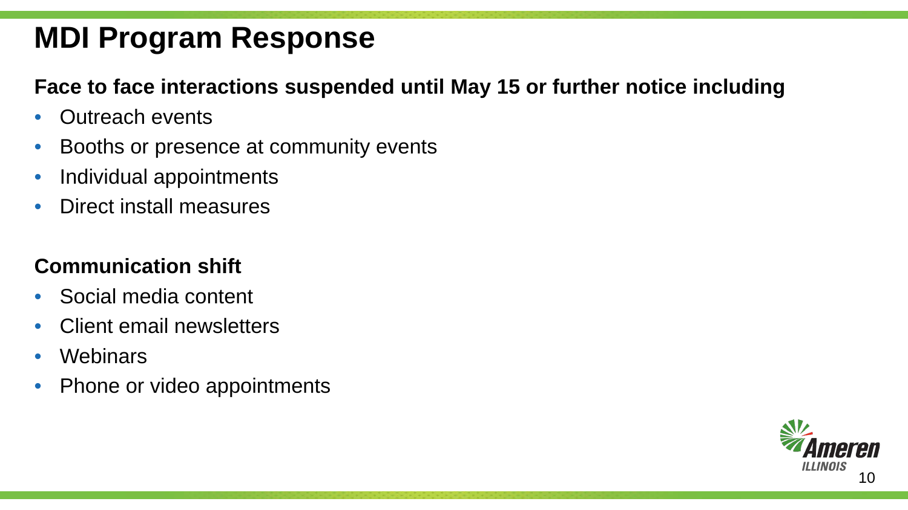# MDI Program Response

**Face to face interactions suspended until May 15 or further notice including**

- Outreach events
- Booths or presence at community events
- Individual appointments
- Direct install measures

**Communication shift**

- Social media content
- Client email newsletters
- Webinars
- Phone or video appointments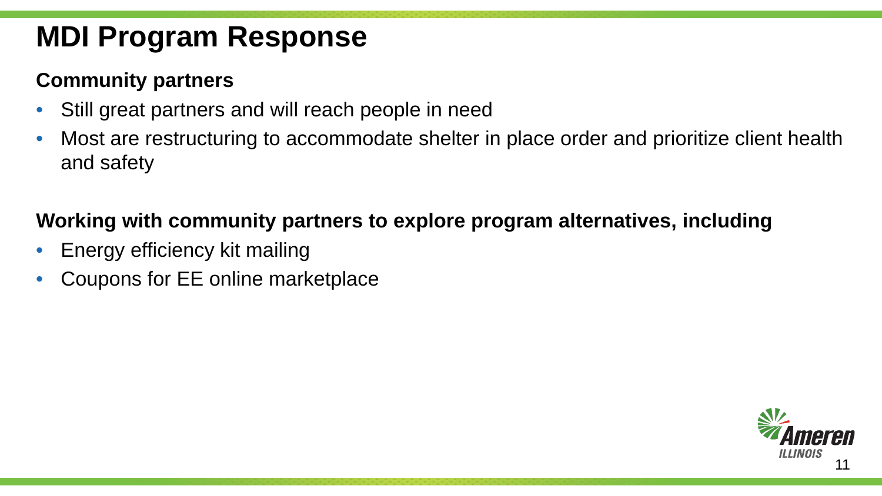# MDI Program Response

**Community partners**

- Still great partners and will reach people in need
- Most are restructuring to accommodate shelter in place order and prioritize client health and safety

**Working with community partners to explore program alternatives, including**

- Energy efficiency kit mailing
- Coupons for EE online marketplace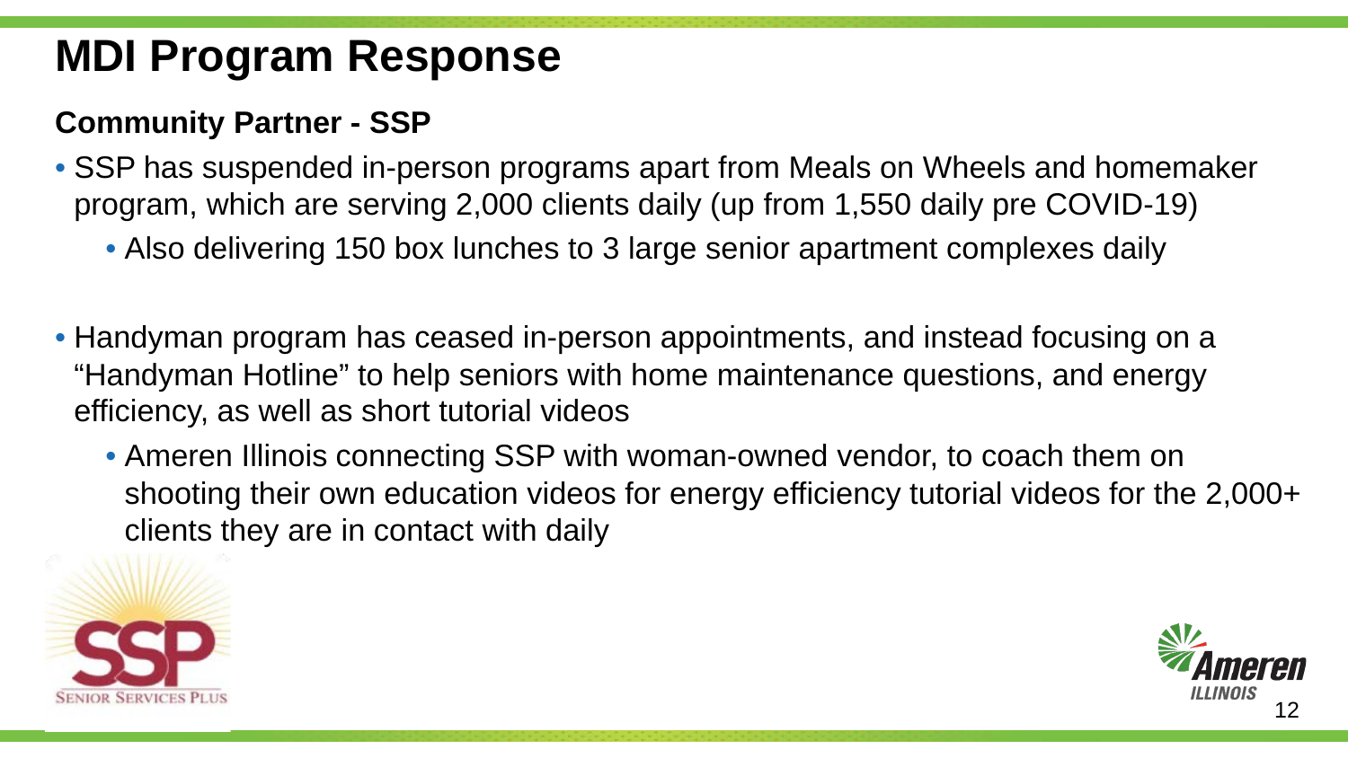# MDI Program Response

### Community Partner - SSP

- SSP has suspended in-person programs apart from Meals on Wheels and homemaker program, which are serving 2,000 clients daily (up from 1,550 daily pre COVID-19)
  - Also delivering 150 box lunches to 3 large senior apartment complexes daily

- Handyman program has ceased in-person appointments, and instead focusing on a "Handyman Hotline" to help seniors with home maintenance questions, and energy efficiency, as well as short tutorial videos
  - Ameren Illinois connecting SSP with woman-owned vendor, to coach them on shooting their own education videos for energy efficiency tutorial videos for the 2,000+ clients they are in contact with daily

SSP SENIOR SERVICES PLUS

Ameren ILLINOIS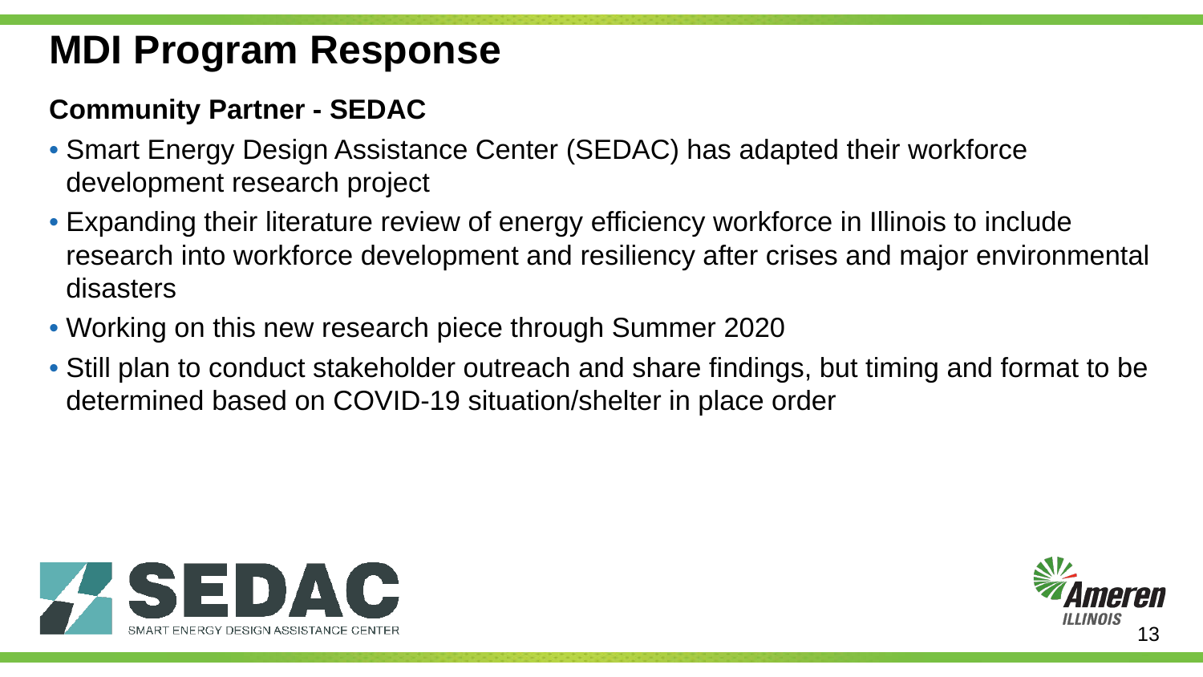# MDI Program Response

## Community Partner - SEDAC

- Smart Energy Design Assistance Center (SEDAC) has adapted their workforce development research project
- Expanding their literature review of energy efficiency workforce in Illinois to include research into workforce development and resiliency after crises and major environmental disasters
- Working on this new research piece through Summer 2020
- Still plan to conduct stakeholder outreach and share findings, but timing and format to be determined based on COVID-19 situation/shelter in place order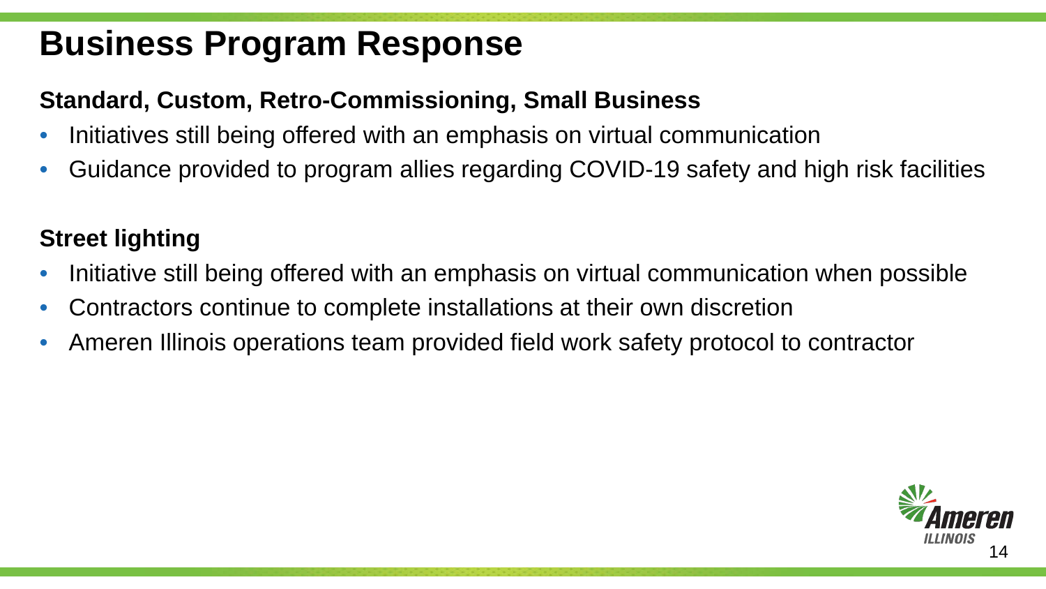# Business Program Response

**Standard, Custom, Retro-Commissioning, Small Business**

- Initiatives still being offered with an emphasis on virtual communication
- Guidance provided to program allies regarding COVID-19 safety and high risk facilities

**Street lighting**

- Initiative still being offered with an emphasis on virtual communication when possible
- Contractors continue to complete installations at their own discretion
- Ameren Illinois operations team provided field work safety protocol to contractor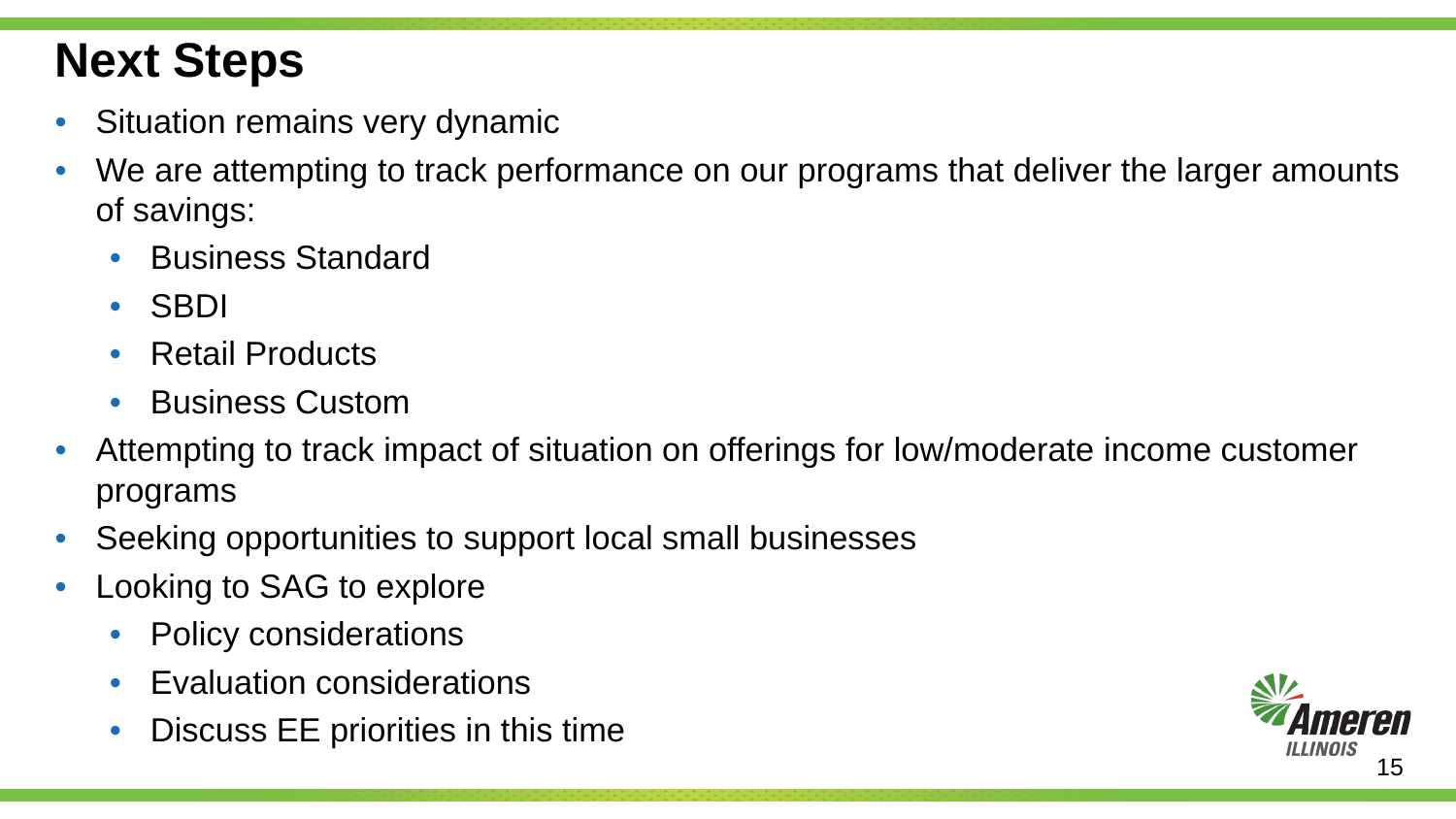# Next Steps

- Situation remains very dynamic
- We are attempting to track performance on our programs that deliver the larger amounts of savings:
  - Business Standard
  - SBDI
  - Retail Products
  - Business Custom
- Attempting to track impact of situation on offerings for low/moderate income customer programs
- Seeking opportunities to support local small businesses
- Looking to SAG to explore
  - Policy considerations
  - Evaluation considerations
  - Discuss EE priorities in this time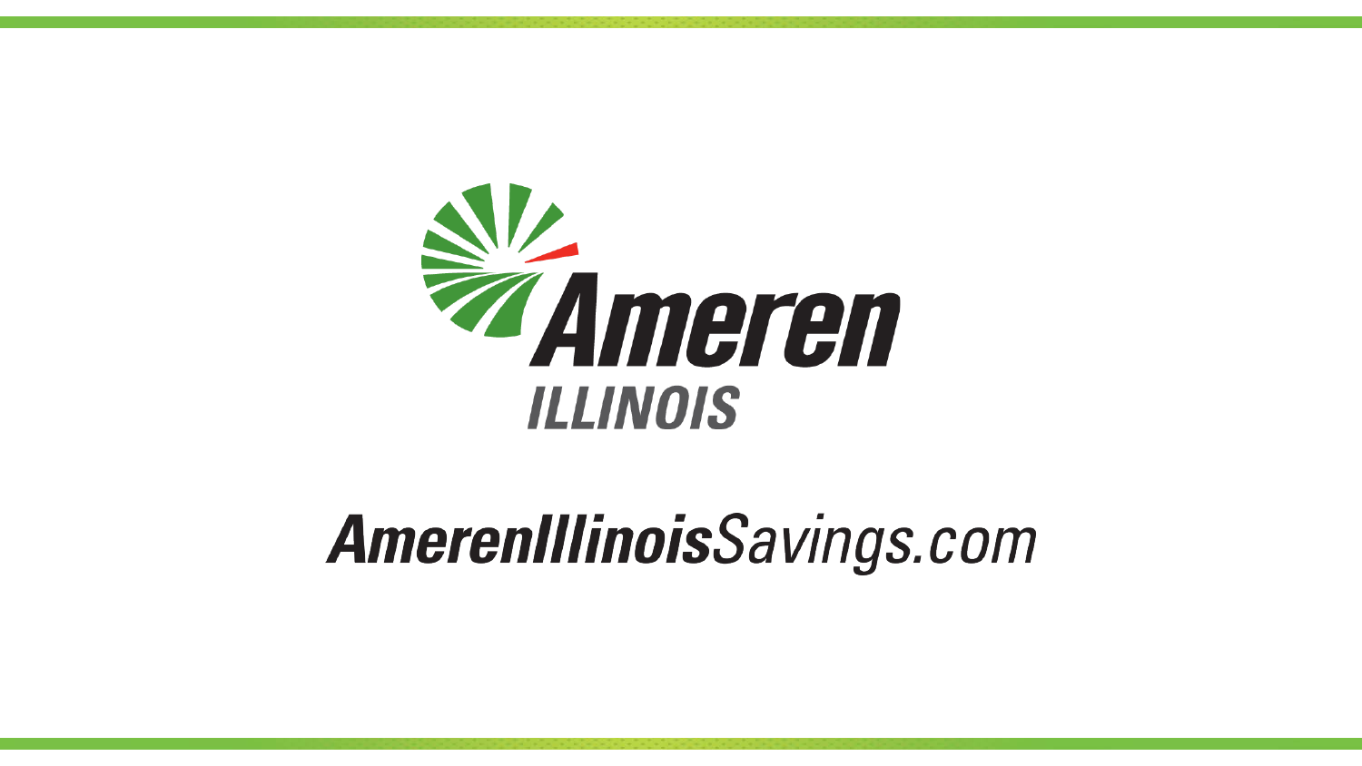Ameren

ILLINOIS

AmerenIllinoisSavings.com